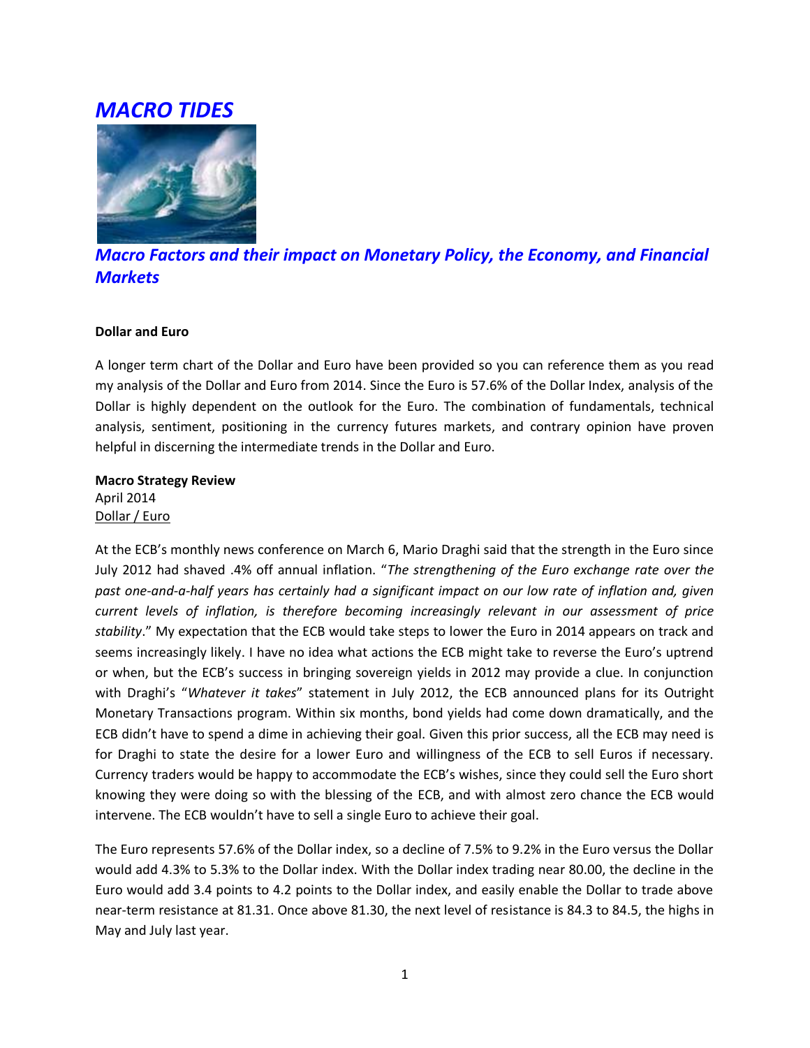# *MACRO TIDES*

## *Macro Factors and their impact on Monetary Policy, the Economy, and Financial Markets*

**Dollar and Euro**

A longer term chart of the Dollar and Euro have been provided so you can reference them as you read my analysis of the Dollar and Euro from 2014. Since the Euro is 57.6% of the Dollar Index, analysis of the Dollar is highly dependent on the outlook for the Euro. The combination of fundamentals, technical analysis, sentiment, positioning in the currency futures markets, and contrary opinion have proven helpful in discerning the intermediate trends in the Dollar and Euro.

**Macro Strategy Review**
April 2014
Dollar / Euro

At the ECB's monthly news conference on March 6, Mario Draghi said that the strength in the Euro since July 2012 had shaved .4% off annual inflation. "*The strengthening of the Euro exchange rate over the past one-and-a-half years has certainly had a significant impact on our low rate of inflation and, given current levels of inflation, is therefore becoming increasingly relevant in our assessment of price stability*." My expectation that the ECB would take steps to lower the Euro in 2014 appears on track and seems increasingly likely. I have no idea what actions the ECB might take to reverse the Euro's uptrend or when, but the ECB's success in bringing sovereign yields in 2012 may provide a clue. In conjunction with Draghi's "*Whatever it takes*" statement in July 2012, the ECB announced plans for its Outright Monetary Transactions program. Within six months, bond yields had come down dramatically, and the ECB didn't have to spend a dime in achieving their goal. Given this prior success, all the ECB may need is for Draghi to state the desire for a lower Euro and willingness of the ECB to sell Euros if necessary. Currency traders would be happy to accommodate the ECB's wishes, since they could sell the Euro short knowing they were doing so with the blessing of the ECB, and with almost zero chance the ECB would intervene. The ECB wouldn't have to sell a single Euro to achieve their goal.

The Euro represents 57.6% of the Dollar index, so a decline of 7.5% to 9.2% in the Euro versus the Dollar would add 4.3% to 5.3% to the Dollar index. With the Dollar index trading near 80.00, the decline in the Euro would add 3.4 points to 4.2 points to the Dollar index, and easily enable the Dollar to trade above near-term resistance at 81.31. Once above 81.30, the next level of resistance is 84.3 to 84.5, the highs in May and July last year.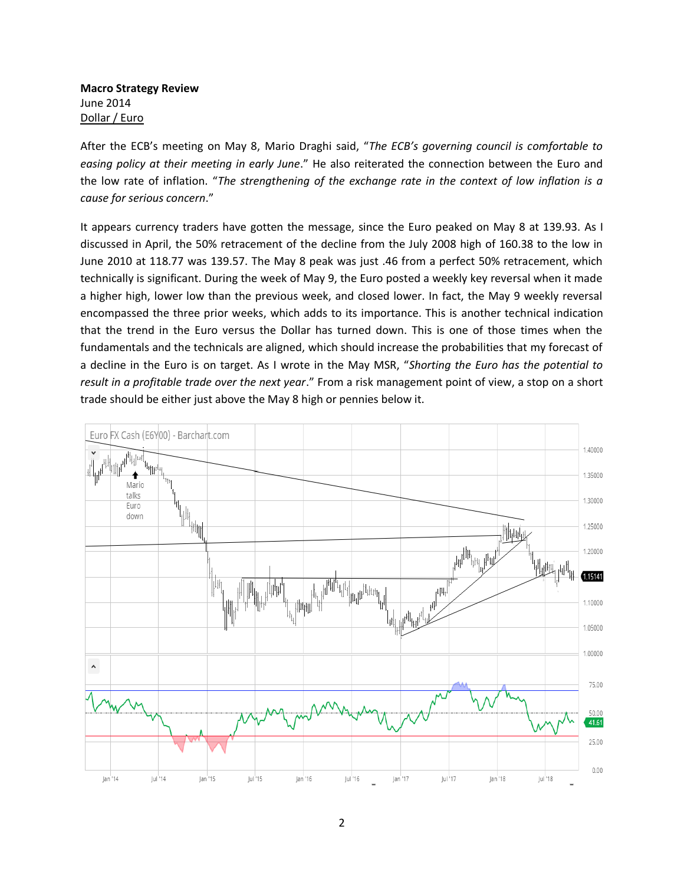**Macro Strategy Review**
June 2014
Dollar / Euro

After the ECB's meeting on May 8, Mario Draghi said, "*The ECB's governing council is comfortable to easing policy at their meeting in early June*." He also reiterated the connection between the Euro and the low rate of inflation. "*The strengthening of the exchange rate in the context of low inflation is a cause for serious concern*."

It appears currency traders have gotten the message, since the Euro peaked on May 8 at 139.93. As I discussed in April, the 50% retracement of the decline from the July 2008 high of 160.38 to the low in June 2010 at 118.77 was 139.57. The May 8 peak was just .46 from a perfect 50% retracement, which technically is significant. During the week of May 9, the Euro posted a weekly key reversal when it made a higher high, lower low than the previous week, and closed lower. In fact, the May 9 weekly reversal encompassed the three prior weeks, which adds to its importance. This is another technical indication that the trend in the Euro versus the Dollar has turned down. This is one of those times when the fundamentals and the technicals are aligned, which should increase the probabilities that my forecast of a decline in the Euro is on target. As I wrote in the May MSR, "*Shorting the Euro has the potential to result in a profitable trade over the next year*." From a risk management point of view, a stop on a short trade should be either just above the May 8 high or pennies below it.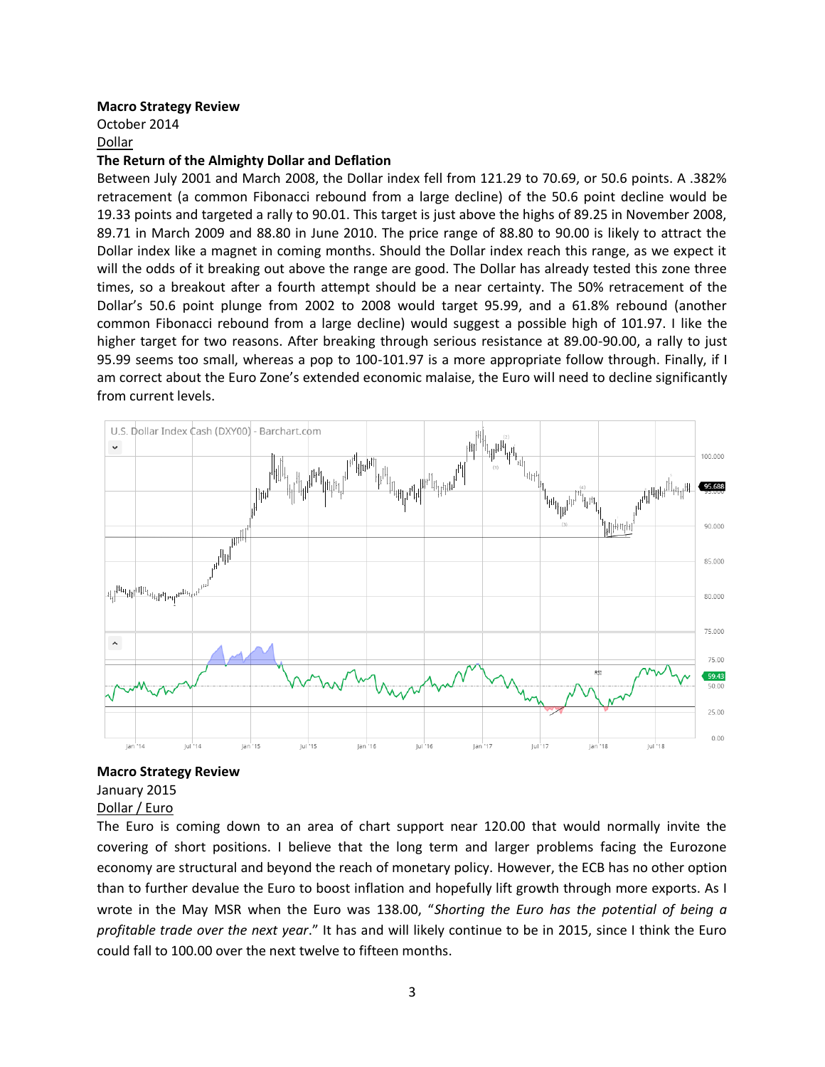**Macro Strategy Review**

October 2014

Dollar

**The Return of the Almighty Dollar and Deflation**

Between July 2001 and March 2008, the Dollar index fell from 121.29 to 70.69, or 50.6 points. A .382% retracement (a common Fibonacci rebound from a large decline) of the 50.6 point decline would be 19.33 points and targeted a rally to 90.01. This target is just above the highs of 89.25 in November 2008, 89.71 in March 2009 and 88.80 in June 2010. The price range of 88.80 to 90.00 is likely to attract the Dollar index like a magnet in coming months. Should the Dollar index reach this range, as we expect it will the odds of it breaking out above the range are good. The Dollar has already tested this zone three times, so a breakout after a fourth attempt should be a near certainty. The 50% retracement of the Dollar's 50.6 point plunge from 2002 to 2008 would target 95.99, and a 61.8% rebound (another common Fibonacci rebound from a large decline) would suggest a possible high of 101.97. I like the higher target for two reasons. After breaking through serious resistance at 89.00-90.00, a rally to just 95.99 seems too small, whereas a pop to 100-101.97 is a more appropriate follow through. Finally, if I am correct about the Euro Zone's extended economic malaise, the Euro will need to decline significantly from current levels.

**Macro Strategy Review**

January 2015

Dollar / Euro

The Euro is coming down to an area of chart support near 120.00 that would normally invite the covering of short positions. I believe that the long term and larger problems facing the Eurozone economy are structural and beyond the reach of monetary policy. However, the ECB has no other option than to further devalue the Euro to boost inflation and hopefully lift growth through more exports. As I wrote in the May MSR when the Euro was 138.00, "*Shorting the Euro has the potential of being a profitable trade over the next year*." It has and will likely continue to be in 2015, since I think the Euro could fall to 100.00 over the next twelve to fifteen months.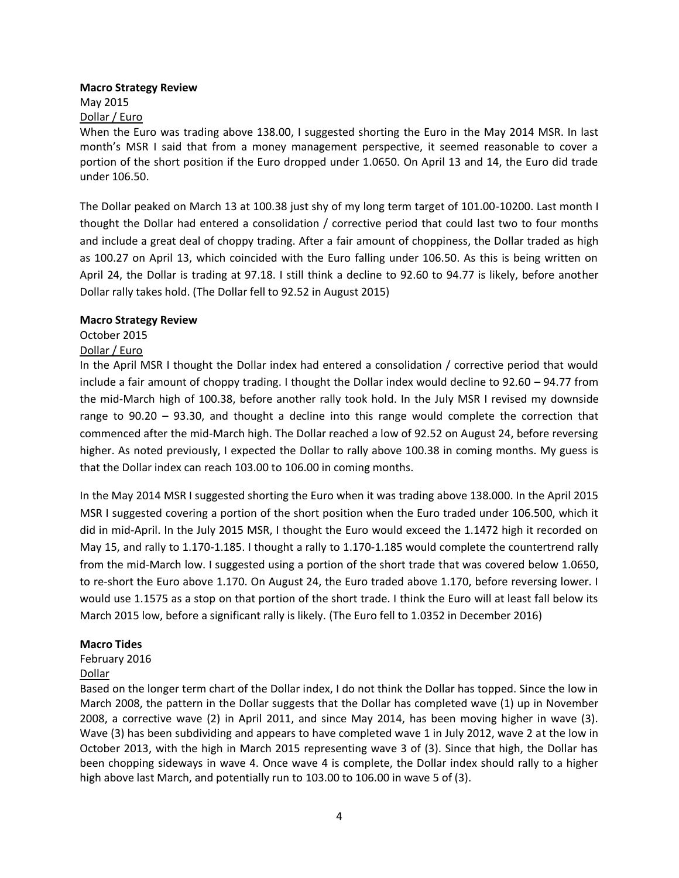**Macro Strategy Review**

May 2015

Dollar / Euro

When the Euro was trading above 138.00, I suggested shorting the Euro in the May 2014 MSR. In last month's MSR I said that from a money management perspective, it seemed reasonable to cover a portion of the short position if the Euro dropped under 1.0650. On April 13 and 14, the Euro did trade under 106.50.

The Dollar peaked on March 13 at 100.38 just shy of my long term target of 101.00-10200. Last month I thought the Dollar had entered a consolidation / corrective period that could last two to four months and include a great deal of choppy trading. After a fair amount of choppiness, the Dollar traded as high as 100.27 on April 13, which coincided with the Euro falling under 106.50. As this is being written on April 24, the Dollar is trading at 97.18. I still think a decline to 92.60 to 94.77 is likely, before another Dollar rally takes hold. (The Dollar fell to 92.52 in August 2015)

**Macro Strategy Review**

October 2015

Dollar / Euro

In the April MSR I thought the Dollar index had entered a consolidation / corrective period that would include a fair amount of choppy trading. I thought the Dollar index would decline to 92.60 – 94.77 from the mid-March high of 100.38, before another rally took hold. In the July MSR I revised my downside range to 90.20 – 93.30, and thought a decline into this range would complete the correction that commenced after the mid-March high. The Dollar reached a low of 92.52 on August 24, before reversing higher. As noted previously, I expected the Dollar to rally above 100.38 in coming months. My guess is that the Dollar index can reach 103.00 to 106.00 in coming months.

In the May 2014 MSR I suggested shorting the Euro when it was trading above 138.000. In the April 2015 MSR I suggested covering a portion of the short position when the Euro traded under 106.500, which it did in mid-April. In the July 2015 MSR, I thought the Euro would exceed the 1.1472 high it recorded on May 15, and rally to 1.170-1.185. I thought a rally to 1.170-1.185 would complete the countertrend rally from the mid-March low. I suggested using a portion of the short trade that was covered below 1.0650, to re-short the Euro above 1.170. On August 24, the Euro traded above 1.170, before reversing lower. I would use 1.1575 as a stop on that portion of the short trade. I think the Euro will at least fall below its March 2015 low, before a significant rally is likely. (The Euro fell to 1.0352 in December 2016)

**Macro Tides**

February 2016

Dollar

Based on the longer term chart of the Dollar index, I do not think the Dollar has topped. Since the low in March 2008, the pattern in the Dollar suggests that the Dollar has completed wave (1) up in November 2008, a corrective wave (2) in April 2011, and since May 2014, has been moving higher in wave (3). Wave (3) has been subdividing and appears to have completed wave 1 in July 2012, wave 2 at the low in October 2013, with the high in March 2015 representing wave 3 of (3). Since that high, the Dollar has been chopping sideways in wave 4. Once wave 4 is complete, the Dollar index should rally to a higher high above last March, and potentially run to 103.00 to 106.00 in wave 5 of (3).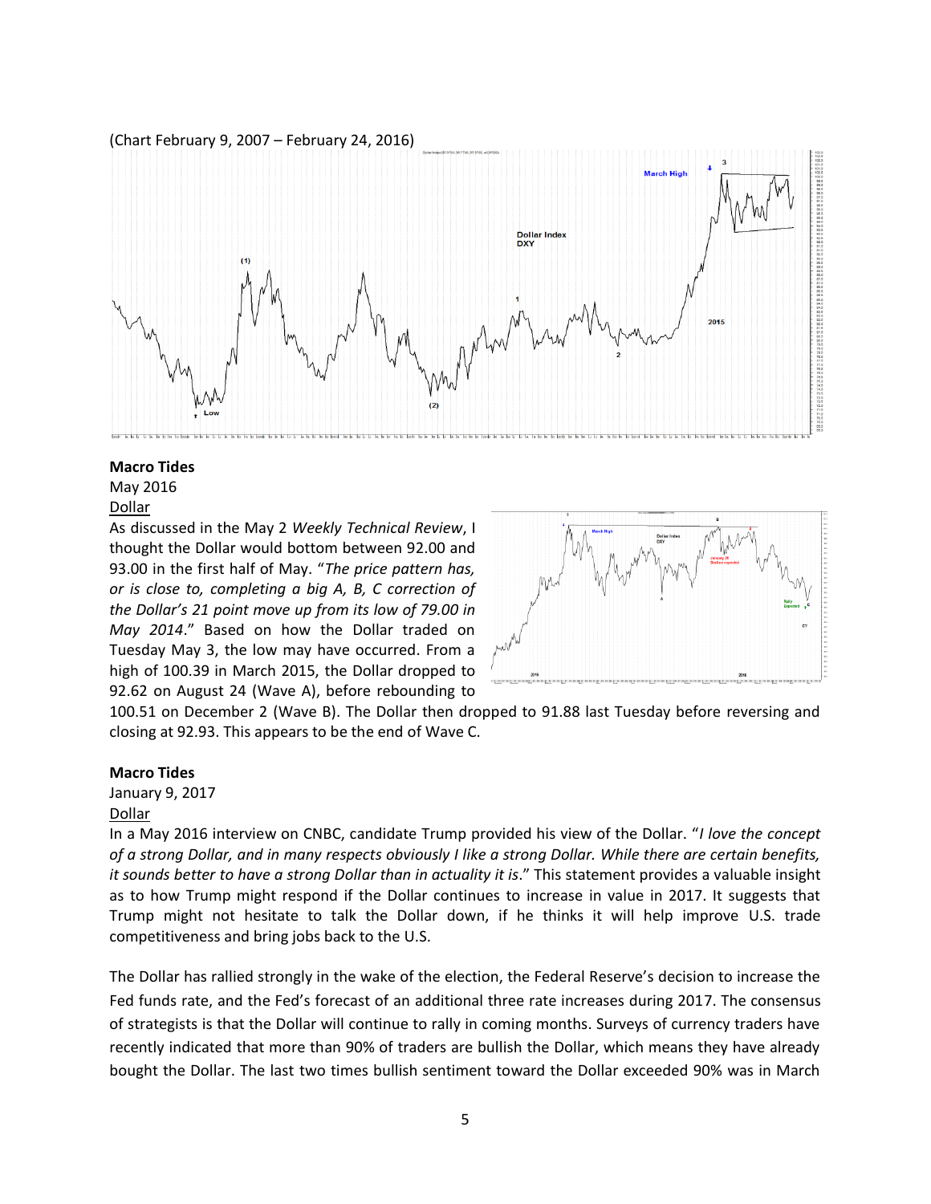(Chart February 9, 2007 – February 24, 2016)

**Macro Tides**
May 2016
Dollar

As discussed in the May 2 *Weekly Technical Review*, I thought the Dollar would bottom between 92.00 and 93.00 in the first half of May. "*The price pattern has, or is close to, completing a big A, B, C correction of the Dollar's 21 point move up from its low of 79.00 in May 2014*." Based on how the Dollar traded on Tuesday May 3, the low may have occurred. From a high of 100.39 in March 2015, the Dollar dropped to 92.62 on August 24 (Wave A), before rebounding to 100.51 on December 2 (Wave B). The Dollar then dropped to 91.88 last Tuesday before reversing and closing at 92.93. This appears to be the end of Wave C.

**Macro Tides**
January 9, 2017
Dollar

In a May 2016 interview on CNBC, candidate Trump provided his view of the Dollar. "*I love the concept of a strong Dollar, and in many respects obviously I like a strong Dollar. While there are certain benefits, it sounds better to have a strong Dollar than in actuality it is*." This statement provides a valuable insight as to how Trump might respond if the Dollar continues to increase in value in 2017. It suggests that Trump might not hesitate to talk the Dollar down, if he thinks it will help improve U.S. trade competitiveness and bring jobs back to the U.S.

The Dollar has rallied strongly in the wake of the election, the Federal Reserve's decision to increase the Fed funds rate, and the Fed's forecast of an additional three rate increases during 2017. The consensus of strategists is that the Dollar will continue to rally in coming months. Surveys of currency traders have recently indicated that more than 90% of traders are bullish the Dollar, which means they have already bought the Dollar. The last two times bullish sentiment toward the Dollar exceeded 90% was in March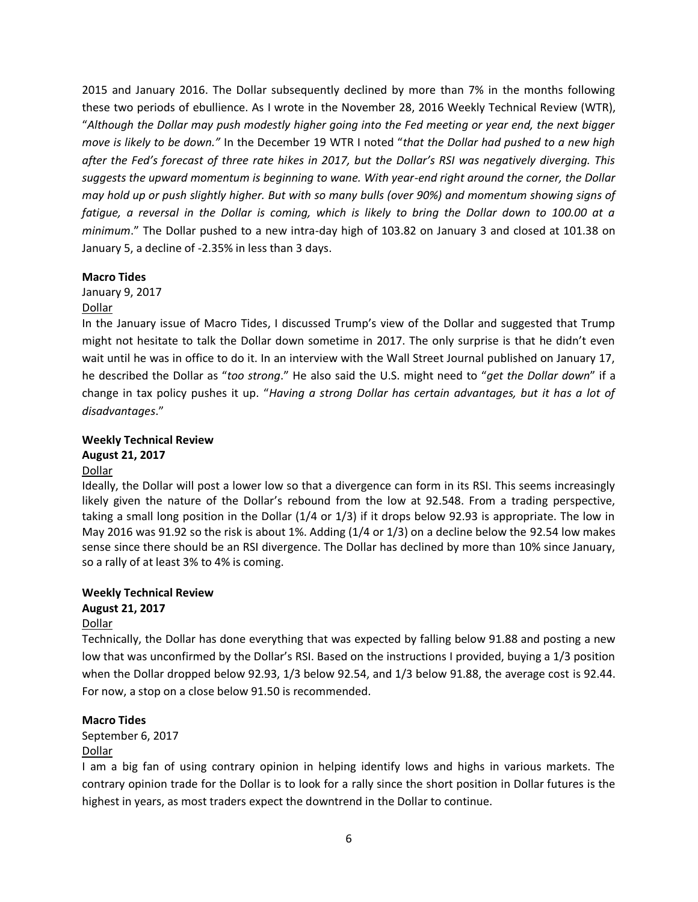2015 and January 2016. The Dollar subsequently declined by more than 7% in the months following these two periods of ebullience. As I wrote in the November 28, 2016 Weekly Technical Review (WTR), "*Although the Dollar may push modestly higher going into the Fed meeting or year end, the next bigger move is likely to be down.*" In the December 19 WTR I noted "*that the Dollar had pushed to a new high after the Fed's forecast of three rate hikes in 2017, but the Dollar's RSI was negatively diverging. This suggests the upward momentum is beginning to wane. With year-end right around the corner, the Dollar may hold up or push slightly higher. But with so many bulls (over 90%) and momentum showing signs of fatigue, a reversal in the Dollar is coming, which is likely to bring the Dollar down to 100.00 at a minimum*." The Dollar pushed to a new intra-day high of 103.82 on January 3 and closed at 101.38 on January 5, a decline of -2.35% in less than 3 days.

**Macro Tides**

January 9, 2017

<u>Dollar</u>

In the January issue of Macro Tides, I discussed Trump's view of the Dollar and suggested that Trump might not hesitate to talk the Dollar down sometime in 2017. The only surprise is that he didn't even wait until he was in office to do it. In an interview with the Wall Street Journal published on January 17, he described the Dollar as "*too strong*." He also said the U.S. might need to "*get the Dollar down*" if a change in tax policy pushes it up. "*Having a strong Dollar has certain advantages, but it has a lot of disadvantages*."

**Weekly Technical Review**

**August 21, 2017**

<u>Dollar</u>

Ideally, the Dollar will post a lower low so that a divergence can form in its RSI. This seems increasingly likely given the nature of the Dollar's rebound from the low at 92.548. From a trading perspective, taking a small long position in the Dollar (1/4 or 1/3) if it drops below 92.93 is appropriate. The low in May 2016 was 91.92 so the risk is about 1%. Adding (1/4 or 1/3) on a decline below the 92.54 low makes sense since there should be an RSI divergence. The Dollar has declined by more than 10% since January, so a rally of at least 3% to 4% is coming.

**Weekly Technical Review**

**August 21, 2017**

<u>Dollar</u>

Technically, the Dollar has done everything that was expected by falling below 91.88 and posting a new low that was unconfirmed by the Dollar's RSI. Based on the instructions I provided, buying a 1/3 position when the Dollar dropped below 92.93, 1/3 below 92.54, and 1/3 below 91.88, the average cost is 92.44. For now, a stop on a close below 91.50 is recommended.

**Macro Tides**

September 6, 2017

<u>Dollar</u>

I am a big fan of using contrary opinion in helping identify lows and highs in various markets. The contrary opinion trade for the Dollar is to look for a rally since the short position in Dollar futures is the highest in years, as most traders expect the downtrend in the Dollar to continue.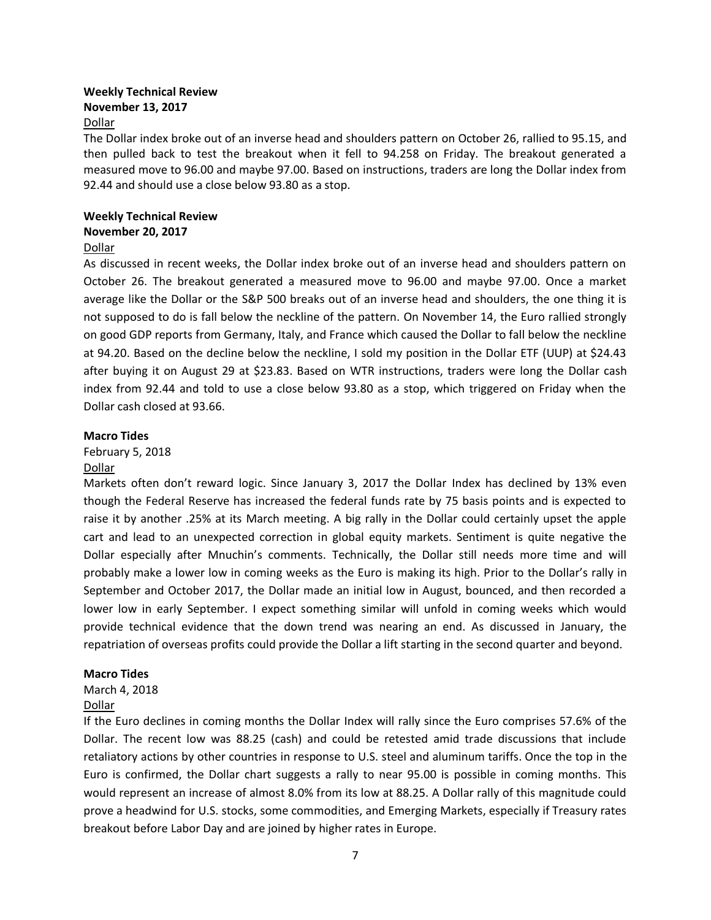**Weekly Technical Review**
**November 13, 2017**
Dollar

The Dollar index broke out of an inverse head and shoulders pattern on October 26, rallied to 95.15, and then pulled back to test the breakout when it fell to 94.258 on Friday. The breakout generated a measured move to 96.00 and maybe 97.00. Based on instructions, traders are long the Dollar index from 92.44 and should use a close below 93.80 as a stop.

**Weekly Technical Review**
**November 20, 2017**
Dollar

As discussed in recent weeks, the Dollar index broke out of an inverse head and shoulders pattern on October 26. The breakout generated a measured move to 96.00 and maybe 97.00. Once a market average like the Dollar or the S&P 500 breaks out of an inverse head and shoulders, the one thing it is not supposed to do is fall below the neckline of the pattern. On November 14, the Euro rallied strongly on good GDP reports from Germany, Italy, and France which caused the Dollar to fall below the neckline at 94.20. Based on the decline below the neckline, I sold my position in the Dollar ETF (UUP) at $24.43 after buying it on August 29 at $23.83. Based on WTR instructions, traders were long the Dollar cash index from 92.44 and told to use a close below 93.80 as a stop, which triggered on Friday when the Dollar cash closed at 93.66.

**Macro Tides**
February 5, 2018
Dollar

Markets often don't reward logic. Since January 3, 2017 the Dollar Index has declined by 13% even though the Federal Reserve has increased the federal funds rate by 75 basis points and is expected to raise it by another .25% at its March meeting. A big rally in the Dollar could certainly upset the apple cart and lead to an unexpected correction in global equity markets. Sentiment is quite negative the Dollar especially after Mnuchin's comments. Technically, the Dollar still needs more time and will probably make a lower low in coming weeks as the Euro is making its high. Prior to the Dollar's rally in September and October 2017, the Dollar made an initial low in August, bounced, and then recorded a lower low in early September. I expect something similar will unfold in coming weeks which would provide technical evidence that the down trend was nearing an end. As discussed in January, the repatriation of overseas profits could provide the Dollar a lift starting in the second quarter and beyond.

**Macro Tides**
March 4, 2018
Dollar

If the Euro declines in coming months the Dollar Index will rally since the Euro comprises 57.6% of the Dollar. The recent low was 88.25 (cash) and could be retested amid trade discussions that include retaliatory actions by other countries in response to U.S. steel and aluminum tariffs. Once the top in the Euro is confirmed, the Dollar chart suggests a rally to near 95.00 is possible in coming months. This would represent an increase of almost 8.0% from its low at 88.25. A Dollar rally of this magnitude could prove a headwind for U.S. stocks, some commodities, and Emerging Markets, especially if Treasury rates breakout before Labor Day and are joined by higher rates in Europe.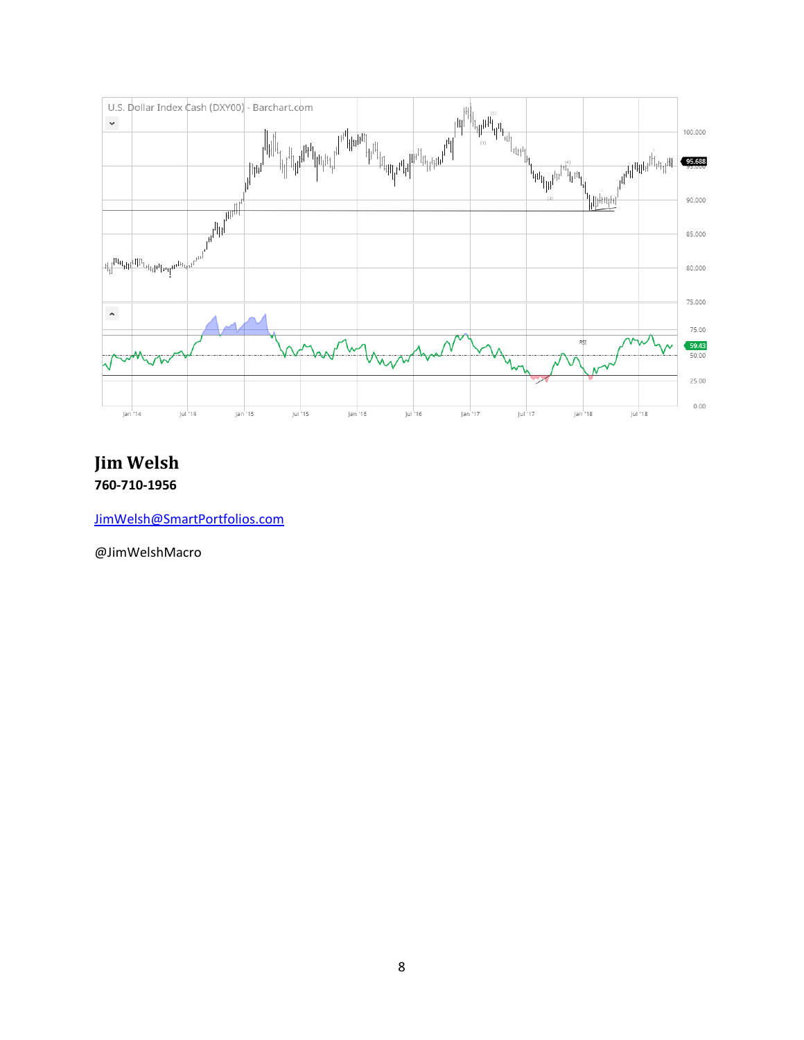U.S. Dollar Index Cash (DXY00) - Barchart.com

100.000
95.688
90.000
85.000
80.000
75.000

75.00
59.43
50.00
25.00
0.00

RSI

Jan '14
Jul '14
Jan '15
Jul '15
Jan '16
Jul '16
Jan '17
Jul '17
Jan '18
Jul '18

**Jim Welsh**

**760-710-1956**

[JimWelsh@SmartPortfolios.com](mailto:JimWelsh@SmartPortfolios.com)

@JimWelshMacro